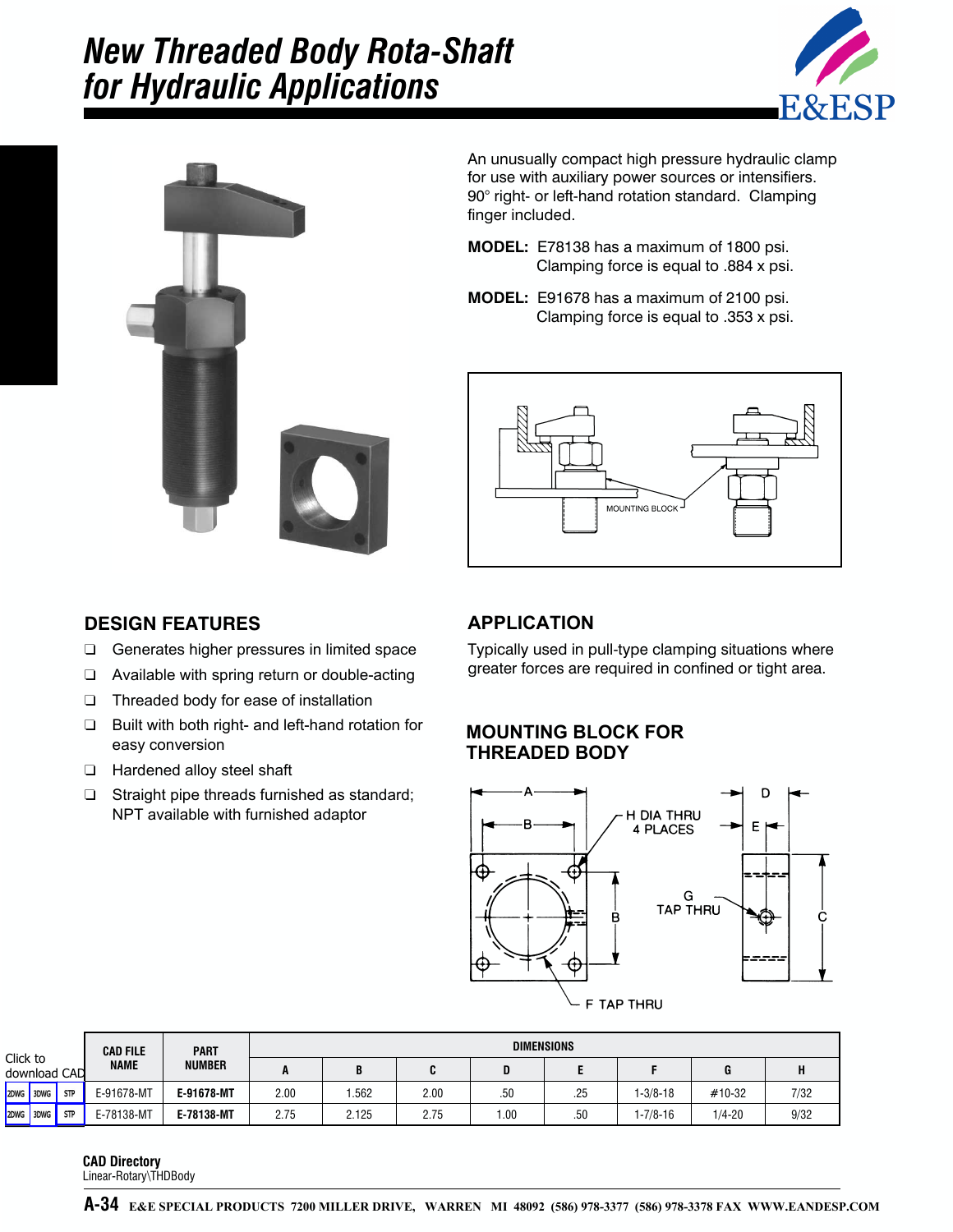# New Threaded Body Rota-Shaft for Hydraulic Applications

An unusually compact high pressure hydraulic clamp for use with auxiliary power sources or intensifiers. 90° right- or left-hand rotation standard. Clamping finger included.

**MODEL:** E78138 has a maximum of 1800 psi. Clamping force is equal to .884 x psi.

**MODEL:** E91678 has a maximum of 2100 psi. Clamping force is equal to .353 x psi.

MOUNTING BLOCK

## DESIGN FEATURES

- Generates higher pressures in limited space
- Available with spring return or double-acting
- Threaded body for ease of installation
- Built with both right- and left-hand rotation for easy conversion
- Hardened alloy steel shaft
- Straight pipe threads furnished as standard; NPT available with furnished adaptor

## APPLICATION

Typically used in pull-type clamping situations where greater forces are required in confined or tight area.

## MOUNTING BLOCK FOR THREADED BODY

A, B, C, D, E; H DIA THRU 4 PLACES; G TAP THRU; F TAP THRU

Click to download CAD

| | CAD FILE NAME | PART NUMBER | DIMENSIONS | | | | | | | |
|---|---|---|---|---|---|---|---|---|---|---|
| | | | A | B | C | D | E | F | G | H |
| 2DWG 3DWG STP | E-91678-MT | **E-91678-MT** | 2.00 | 1.562 | 2.00 | .50 | .25 | 1-3/8-18 | #10-32 | 7/32 |
| 2DWG 3DWG STP | E-78138-MT | **E-78138-MT** | 2.75 | 2.125 | 2.75 | 1.00 | .50 | 1-7/8-16 | 1/4-20 | 9/32 |

**CAD Directory**
Linear-Rotary\THDBody

E&E SPECIAL PRODUCTS 7200 MILLER DRIVE, WARREN MI 48092 (586) 978-3377 (586) 978-3378 FAX WWW.EANDESP.COM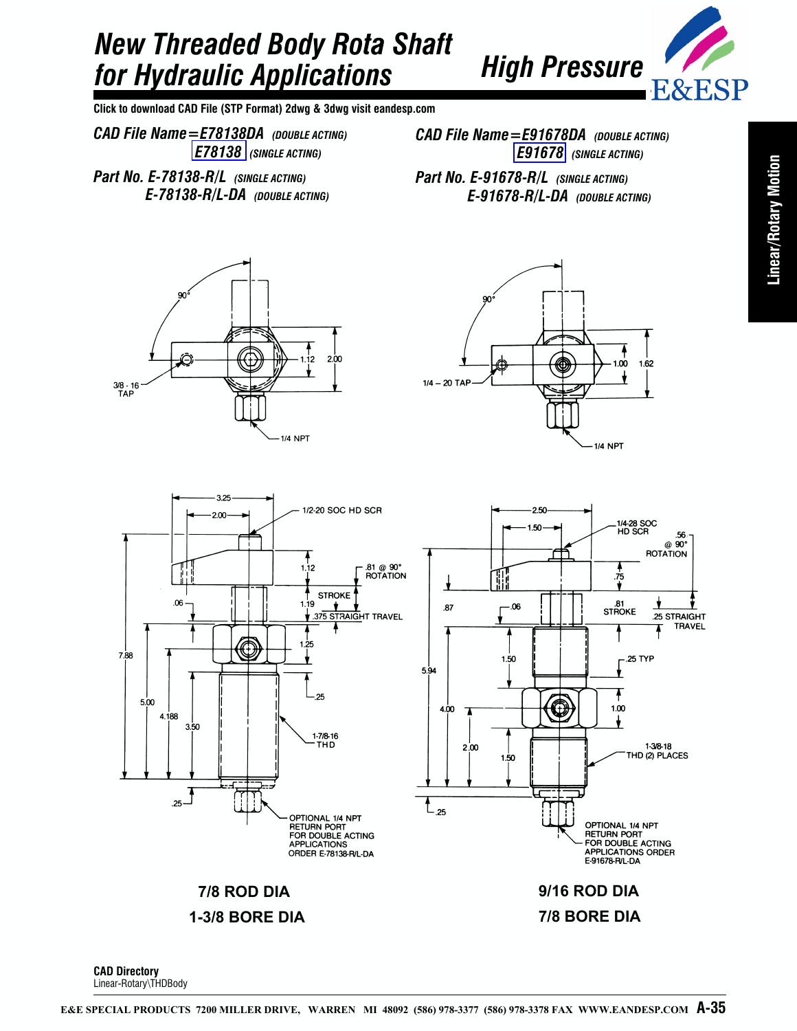# New Threaded Body Rota Shaft for Hydraulic Applications

## High Pressure

E&ESP

Linear/Rotary Motion

**Click to download CAD File (STP Format) 2dwg & 3dwg visit eandesp.com**

*CAD File Name=E78138DA (DOUBLE ACTING)*
*E78138 (SINGLE ACTING)*

*Part No. E-78138-R/L (SINGLE ACTING)*
*E-78138-R/L-DA (DOUBLE ACTING)*

*CAD File Name=E91678DA (DOUBLE ACTING)*
*E91678 (SINGLE ACTING)*

*Part No. E-91678-R/L (SINGLE ACTING)*
*E-91678-R/L-DA (DOUBLE ACTING)*

90°
3/8 - 16 TAP
1.12
2.00
1/4 NPT

90°
1/4 – 20 TAP
1.00
1.62
1/4 NPT

3.25
2.00
1/2-20 SOC HD SCR
1.12
.81 @ 90° ROTATION
STROKE
.06
1.19
.375 STRAIGHT TRAVEL
1.25
7.88
.25
5.00
4.188
3.50
1-7/8-16 THD
.25
OPTIONAL 1/4 NPT RETURN PORT FOR DOUBLE ACTING APPLICATIONS ORDER E-78138-R/L-DA

2.50
1.50
1/4-28 SOC HD SCR
.56 @ 90° ROTATION
.75
.87
.06
.81 STROKE
.25 STRAIGHT TRAVEL
1.50
.25 TYP
5.94
4.00
1.00
2.00
1-3/8-18 THD (2) PLACES
1.50
.25
OPTIONAL 1/4 NPT RETURN PORT FOR DOUBLE ACTING APPLICATIONS ORDER E-91678-R/L-DA

**7/8 ROD DIA**
**1-3/8 BORE DIA**

**9/16 ROD DIA**
**7/8 BORE DIA**

**CAD Directory**
Linear-Rotary\THDBody

E&E SPECIAL PRODUCTS 7200 MILLER DRIVE, WARREN MI 48092 (586) 978-3377 (586) 978-3378 FAX WWW.EANDESP.COM